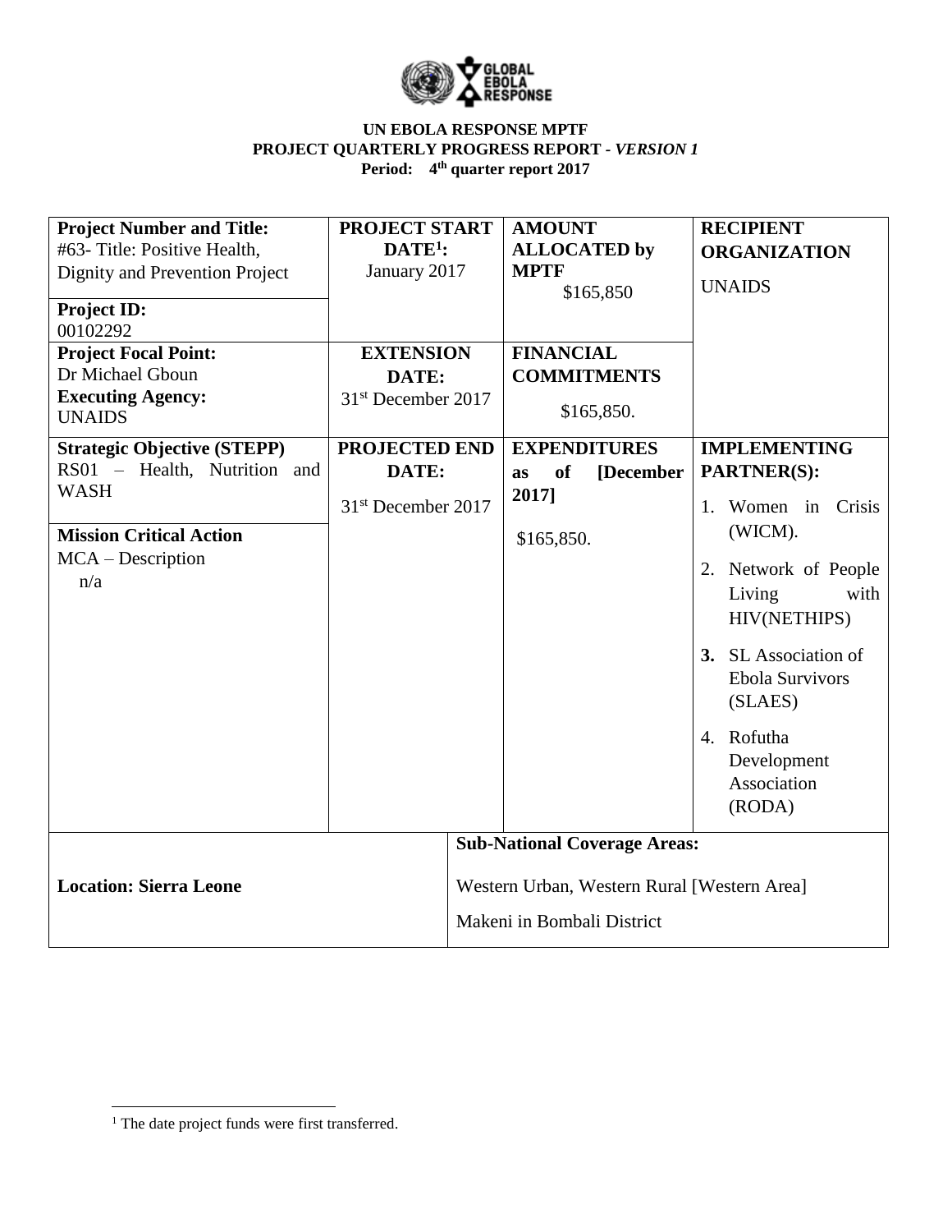**UN EBOLA RESPONSE MPTF**
**PROJECT QUARTERLY PROGRESS REPORT - *VERSION 1***
**Period: 4th quarter report 2017**

| **Project Number and Title:** #63- Title: Positive Health, Dignity and Prevention Project<br>**Project ID:** 00102292 | **PROJECT START DATE[1]:** January 2017 | **AMOUNT ALLOCATED by MPTF** $165,850 | **RECIPIENT ORGANIZATION** UNAIDS |
|---|---|---|---|
| **Project Focal Point:** Dr Michael Gboun<br>**Executing Agency:** UNAIDS | **EXTENSION DATE:** 31st December 2017 | **FINANCIAL COMMITMENTS** $165,850. | |
| **Strategic Objective (STEPP)** RS01 – Health, Nutrition and WASH<br>**Mission Critical Action** MCA – Description n/a | **PROJECTED END DATE:** 31st December 2017 | **EXPENDITURES as of [December 2017]** $165,850. | **IMPLEMENTING PARTNER(S):**<br>1. Women in Crisis (WICM).<br>2. Network of People Living with HIV(NETHIPS)<br>**3.** SL Association of Ebola Survivors (SLAES)<br>4. Rofutha Development Association (RODA) |
| **Location: Sierra Leone** | **Sub-National Coverage Areas:** Western Urban, Western Rural [Western Area]<br>Makeni in Bombali District | | |

[1] The date project funds were first transferred.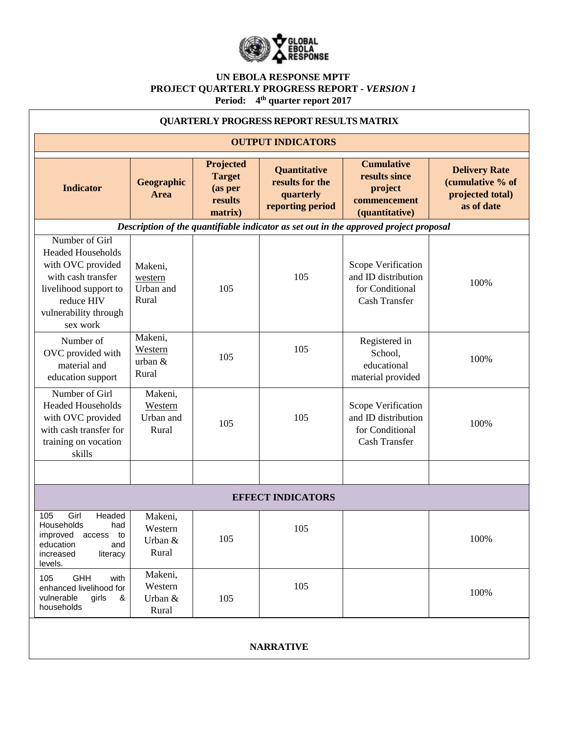**UN EBOLA RESPONSE MPTF**
**PROJECT QUARTERLY PROGRESS REPORT -** ***VERSION 1***
**Period: 4th quarter report 2017**

**QUARTERLY PROGRESS REPORT RESULTS MATRIX**

| Indicator | Geographic Area | Projected Target (as per results matrix) | Quantitative results for the quarterly reporting period | Cumulative results since project commencement (quantitative) | Delivery Rate (cumulative % of projected total) as of date |
|---|---|---|---|---|---|
| **OUTPUT INDICATORS** | | | | | |
| *Description of the quantifiable indicator as set out in the approved project proposal* | | | | | |
| Number of Girl Headed Households with OVC provided with cash transfer livelihood support to reduce HIV vulnerability through sex work | Makeni, western Urban and Rural | 105 | 105 | Scope Verification and ID distribution for Conditional Cash Transfer | 100% |
| Number of OVC provided with material and education support | Makeni, Western urban & Rural | 105 | 105 | Registered in School, educational material provided | 100% |
| Number of Girl Headed Households with OVC provided with cash transfer for training on vocation skills | Makeni, Western Urban and Rural | 105 | 105 | Scope Verification and ID distribution for Conditional Cash Transfer | 100% |
| | | | | | |
| **EFFECT INDICATORS** | | | | | |
| 105 Girl Headed Households had improved access to education and increased literacy levels. | Makeni, Western Urban & Rural | 105 | 105 | | 100% |
| 105 GHH with enhanced livelihood for vulnerable girls & households | Makeni, Western Urban & Rural | 105 | 105 | | 100% |

**NARRATIVE**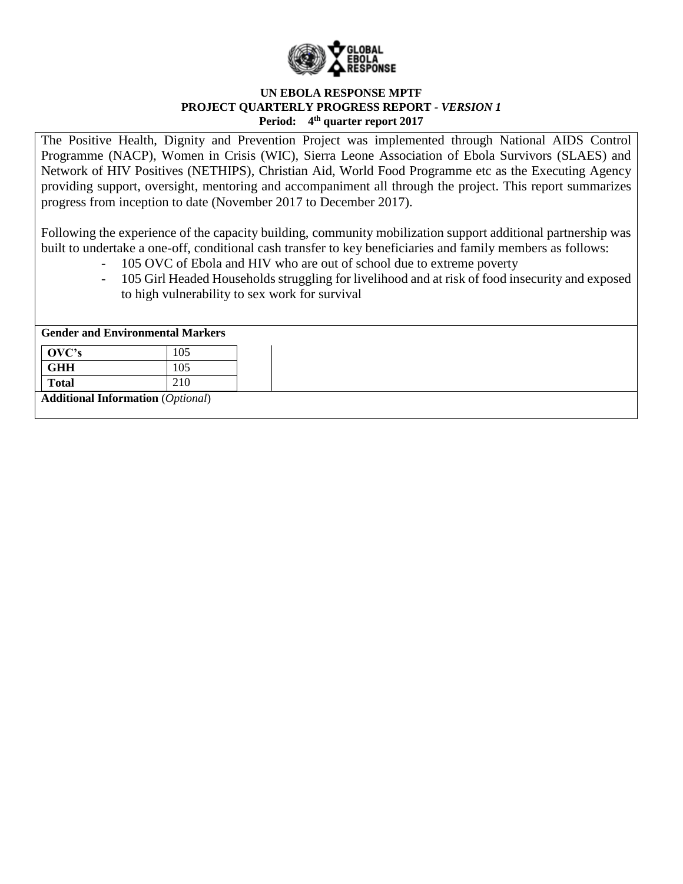**UN EBOLA RESPONSE MPTF**
**PROJECT QUARTERLY PROGRESS REPORT -** ***VERSION 1***
**Period: 4th quarter report 2017**

The Positive Health, Dignity and Prevention Project was implemented through National AIDS Control Programme (NACP), Women in Crisis (WIC), Sierra Leone Association of Ebola Survivors (SLAES) and Network of HIV Positives (NETHIPS), Christian Aid, World Food Programme etc as the Executing Agency providing support, oversight, mentoring and accompaniment all through the project. This report summarizes progress from inception to date (November 2017 to December 2017).

Following the experience of the capacity building, community mobilization support additional partnership was built to undertake a one-off, conditional cash transfer to key beneficiaries and family members as follows:

- 105 OVC of Ebola and HIV who are out of school due to extreme poverty
- 105 Girl Headed Households struggling for livelihood and at risk of food insecurity and exposed to high vulnerability to sex work for survival

**Gender and Environmental Markers**

| | |
|---|---|
| **OVC's** | 105 |
| **GHH** | 105 |
| **Total** | 210 |

**Additional Information** (*Optional*)